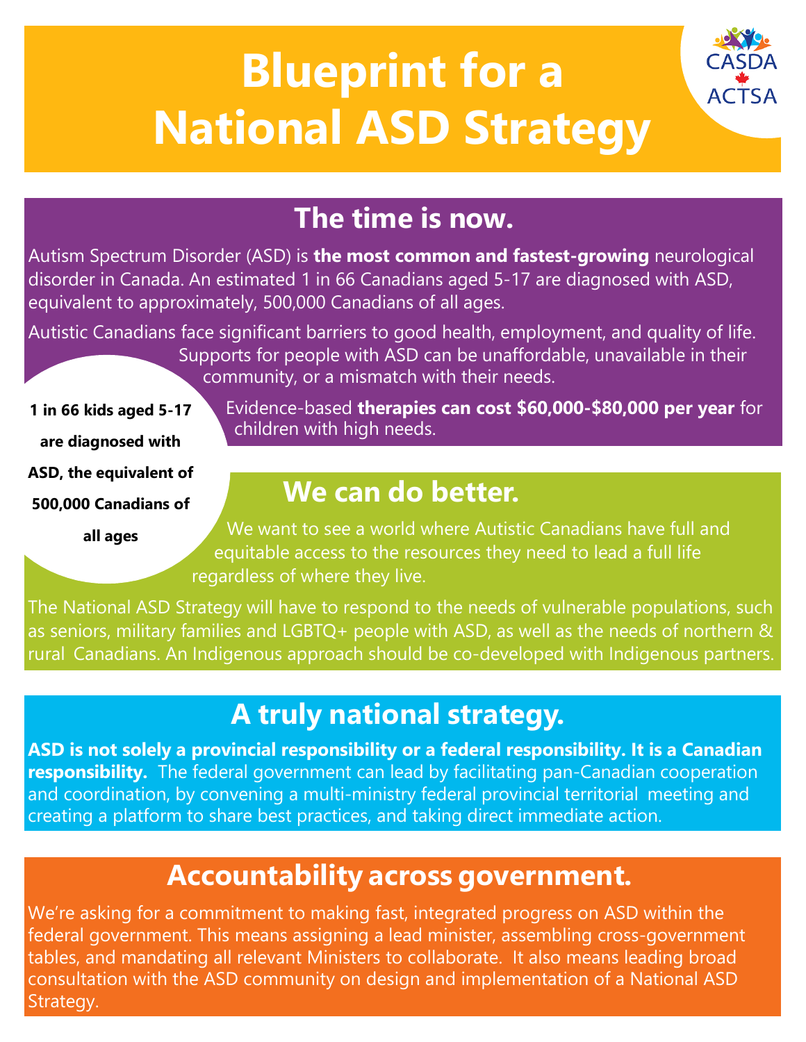# Blueprint for a National ASD Strategy

CASDA ACTSA

## The time is now.

Autism Spectrum Disorder (ASD) is **the most common and fastest-growing** neurological disorder in Canada. An estimated 1 in 66 Canadians aged 5-17 are diagnosed with ASD, equivalent to approximately, 500,000 Canadians of all ages.

Autistic Canadians face significant barriers to good health, employment, and quality of life. Supports for people with ASD can be unaffordable, unavailable in their community, or a mismatch with their needs.

**1 in 66 kids aged 5-17 are diagnosed with ASD, the equivalent of 500,000 Canadians of all ages**

Evidence-based **therapies can cost $60,000-$80,000 per year** for children with high needs.

## We can do better.

We want to see a world where Autistic Canadians have full and equitable access to the resources they need to lead a full life regardless of where they live.

The National ASD Strategy will have to respond to the needs of vulnerable populations, such as seniors, military families and LGBTQ+ people with ASD, as well as the needs of northern & rural Canadians. An Indigenous approach should be co-developed with Indigenous partners.

## A truly national strategy.

**ASD is not solely a provincial responsibility or a federal responsibility. It is a Canadian responsibility.** The federal government can lead by facilitating pan-Canadian cooperation and coordination, by convening a multi-ministry federal provincial territorial meeting and creating a platform to share best practices, and taking direct immediate action.

## Accountability across government.

We're asking for a commitment to making fast, integrated progress on ASD within the federal government. This means assigning a lead minister, assembling cross-government tables, and mandating all relevant Ministers to collaborate. It also means leading broad consultation with the ASD community on design and implementation of a National ASD Strategy.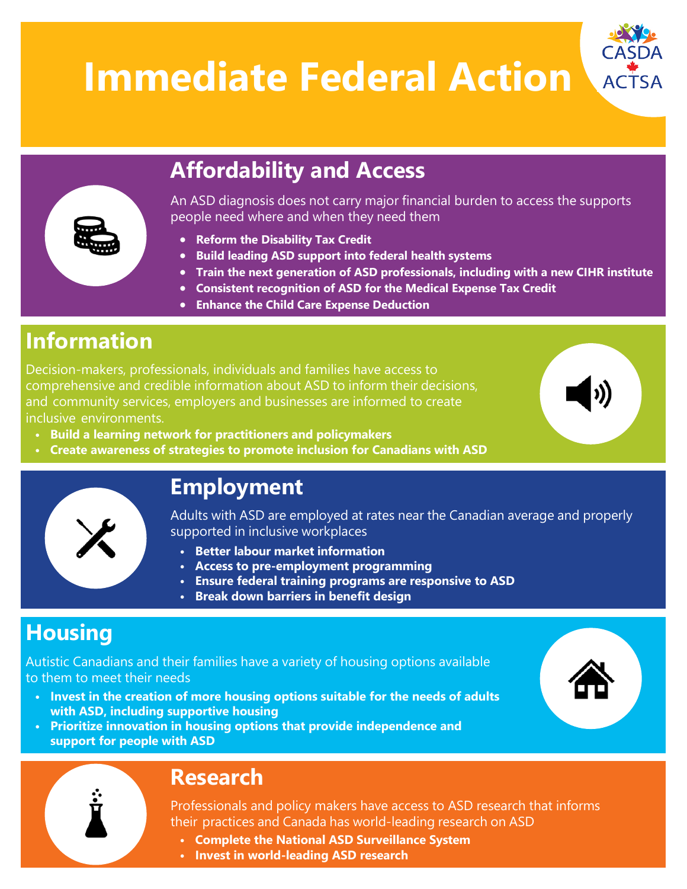# Immediate Federal Action

CASDA ACTSA

## Affordability and Access

An ASD diagnosis does not carry major financial burden to access the supports people need where and when they need them

- **Reform the Disability Tax Credit**
- **Build leading ASD support into federal health systems**
- **Train the next generation of ASD professionals, including with a new CIHR institute**
- **Consistent recognition of ASD for the Medical Expense Tax Credit**
- **Enhance the Child Care Expense Deduction**

## Information

Decision-makers, professionals, individuals and families have access to comprehensive and credible information about ASD to inform their decisions, and community services, employers and businesses are informed to create inclusive environments.

- **Build a learning network for practitioners and policymakers**
- **Create awareness of strategies to promote inclusion for Canadians with ASD**

## Employment

Adults with ASD are employed at rates near the Canadian average and properly supported in inclusive workplaces

- **Better labour market information**
- **Access to pre-employment programming**
- **Ensure federal training programs are responsive to ASD**
- **Break down barriers in benefit design**

## Housing

Autistic Canadians and their families have a variety of housing options available to them to meet their needs

- **Invest in the creation of more housing options suitable for the needs of adults with ASD, including supportive housing**
- **Prioritize innovation in housing options that provide independence and support for people with ASD**

## Research

Professionals and policy makers have access to ASD research that informs their practices and Canada has world-leading research on ASD

- **Complete the National ASD Surveillance System**
- **Invest in world-leading ASD research**